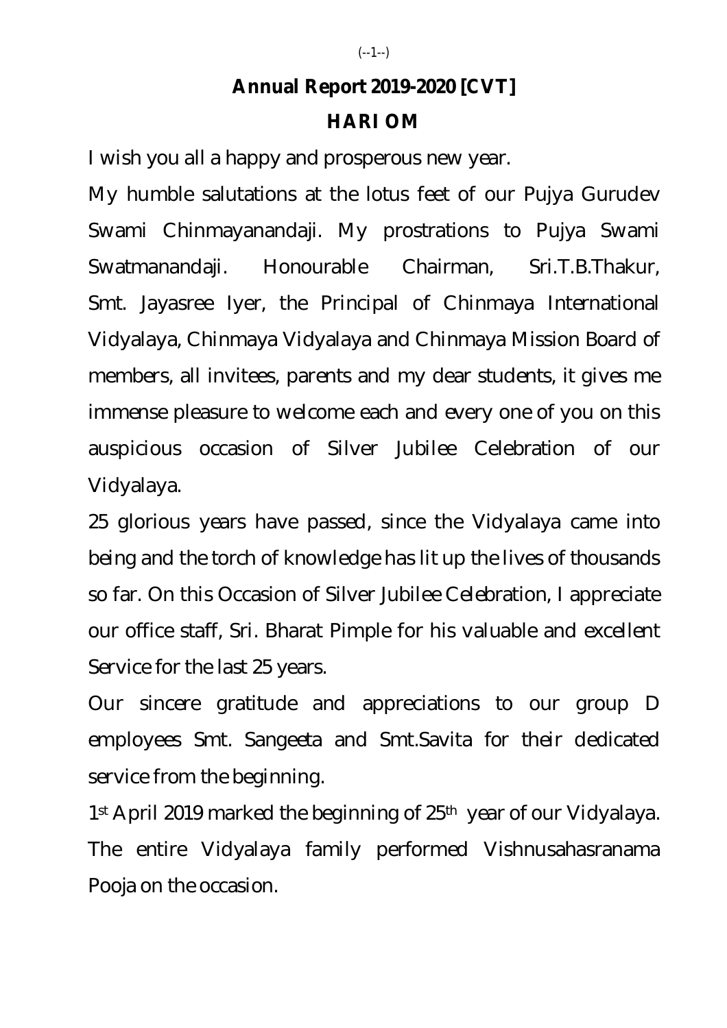# Annual Report 2019-2020 [CVT]

## HARI OM

I wish you all a happy and prosperous new year.

My humble salutations at the lotus feet of our Pujya Gurudev Swami Chinmayanandaji. My prostrations to Pujya Swami Swatmanandaji. Honourable Chairman, Sri.T.B.Thakur, Smt. Jayasree Iyer, the Principal of Chinmaya International Vidyalaya, Chinmaya Vidyalaya and Chinmaya Mission Board of members, all invitees, parents and my dear students, it gives me immense pleasure to welcome each and every one of you on this auspicious occasion of Silver Jubilee Celebration of our Vidyalaya.

25 glorious years have passed, since the Vidyalaya came into being and the torch of knowledge has lit up the lives of thousands so far. On this Occasion of Silver Jubilee Celebration, I appreciate our office staff, Sri. Bharat Pimple for his valuable and excellent Service for the last 25 years.

Our sincere gratitude and appreciations to our group D employees Smt. Sangeeta and Smt.Savita for their dedicated service from the beginning.

1st April 2019 marked the beginning of 25th year of our Vidyalaya. The entire Vidyalaya family performed Vishnusahasranama Pooja on the occasion.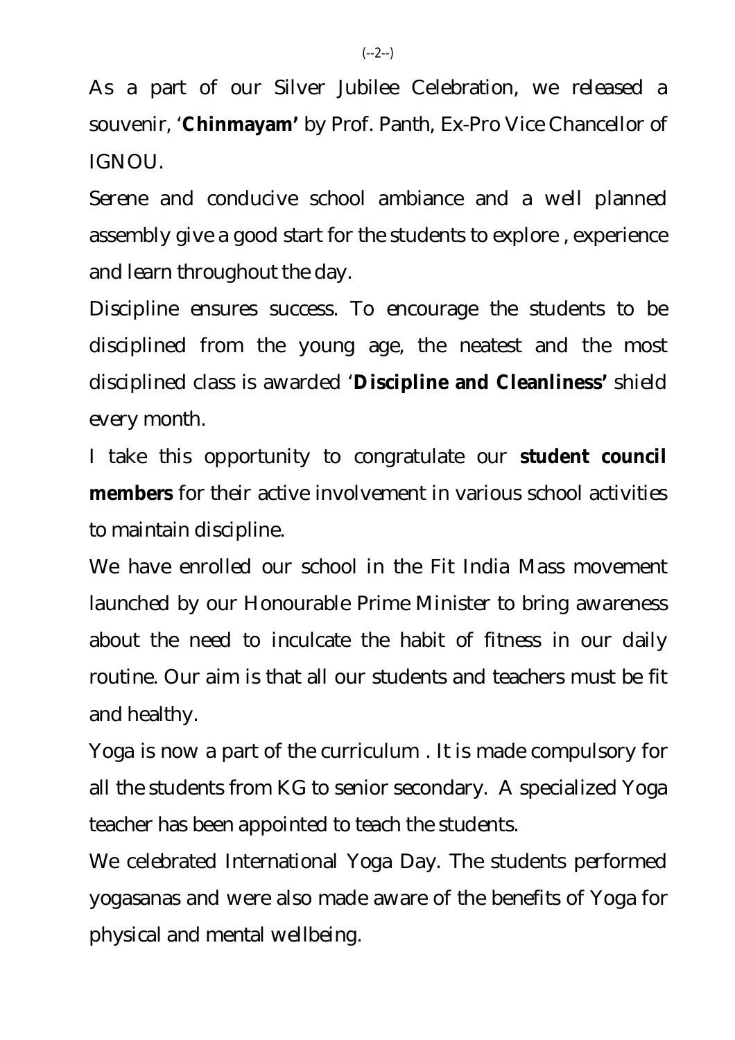As a part of our Silver Jubilee Celebration, we released a souvenir, '**Chinmayam'** by Prof. Panth, Ex-Pro Vice Chancellor of IGNOU.

Serene and conducive school ambiance and a well planned assembly give a good start for the students to explore , experience and learn throughout the day.

Discipline ensures success. To encourage the students to be disciplined from the young age, the neatest and the most disciplined class is awarded '**Discipline and Cleanliness'** shield every month.

I take this opportunity to congratulate our **student council members** for their active involvement in various school activities to maintain discipline.

We have enrolled our school in the Fit India Mass movement launched by our Honourable Prime Minister to bring awareness about the need to inculcate the habit of fitness in our daily routine. Our aim is that all our students and teachers must be fit and healthy.

Yoga is now a part of the curriculum . It is made compulsory for all the students from KG to senior secondary. A specialized Yoga teacher has been appointed to teach the students.

We celebrated International Yoga Day. The students performed yogasanas and were also made aware of the benefits of Yoga for physical and mental wellbeing.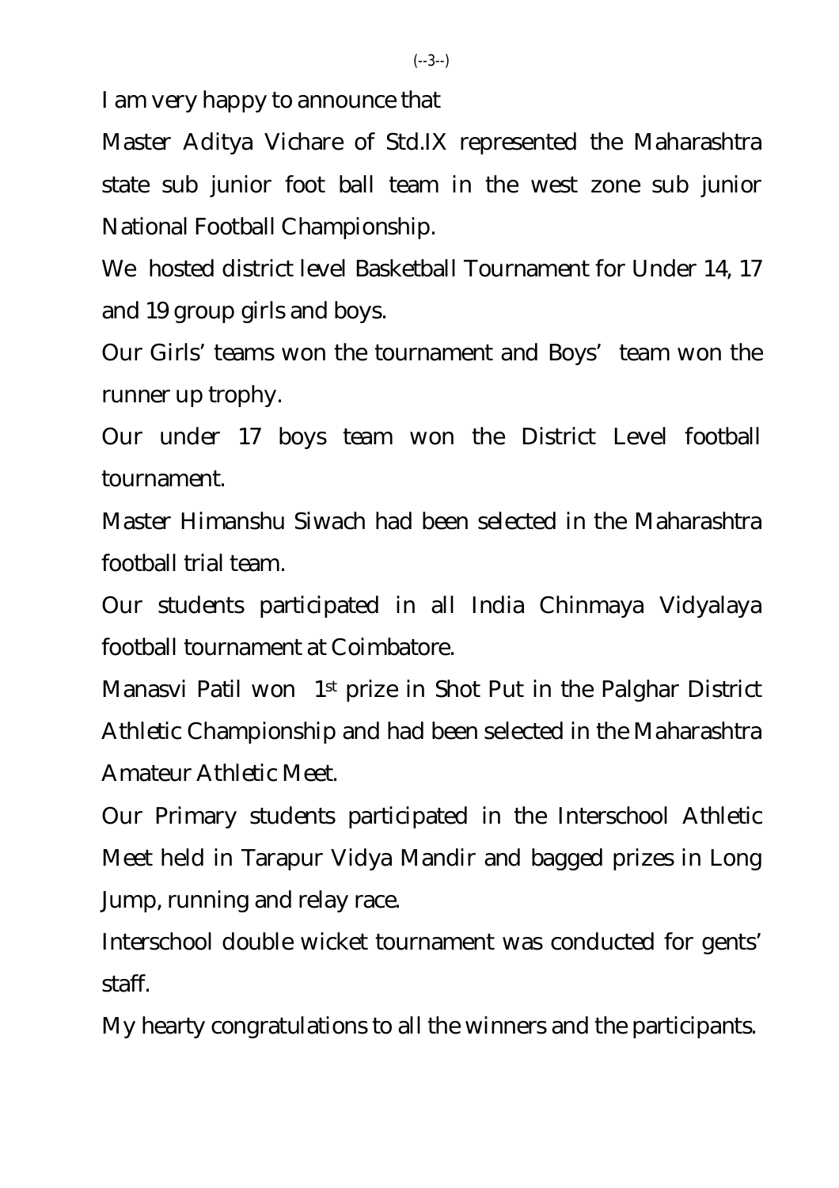I am very happy to announce that

Master Aditya Vichare of Std.IX represented the Maharashtra state sub junior foot ball team in the west zone sub junior National Football Championship.

We hosted district level Basketball Tournament for Under 14, 17 and 19 group girls and boys.

Our Girls' teams won the tournament and Boys' team won the runner up trophy.

Our under 17 boys team won the District Level football tournament.

Master Himanshu Siwach had been selected in the Maharashtra football trial team.

Our students participated in all India Chinmaya Vidyalaya football tournament at Coimbatore.

Manasvi Patil won 1st prize in Shot Put in the Palghar District Athletic Championship and had been selected in the Maharashtra Amateur Athletic Meet.

Our Primary students participated in the Interschool Athletic Meet held in Tarapur Vidya Mandir and bagged prizes in Long Jump, running and relay race.

Interschool double wicket tournament was conducted for gents' staff.

My hearty congratulations to all the winners and the participants.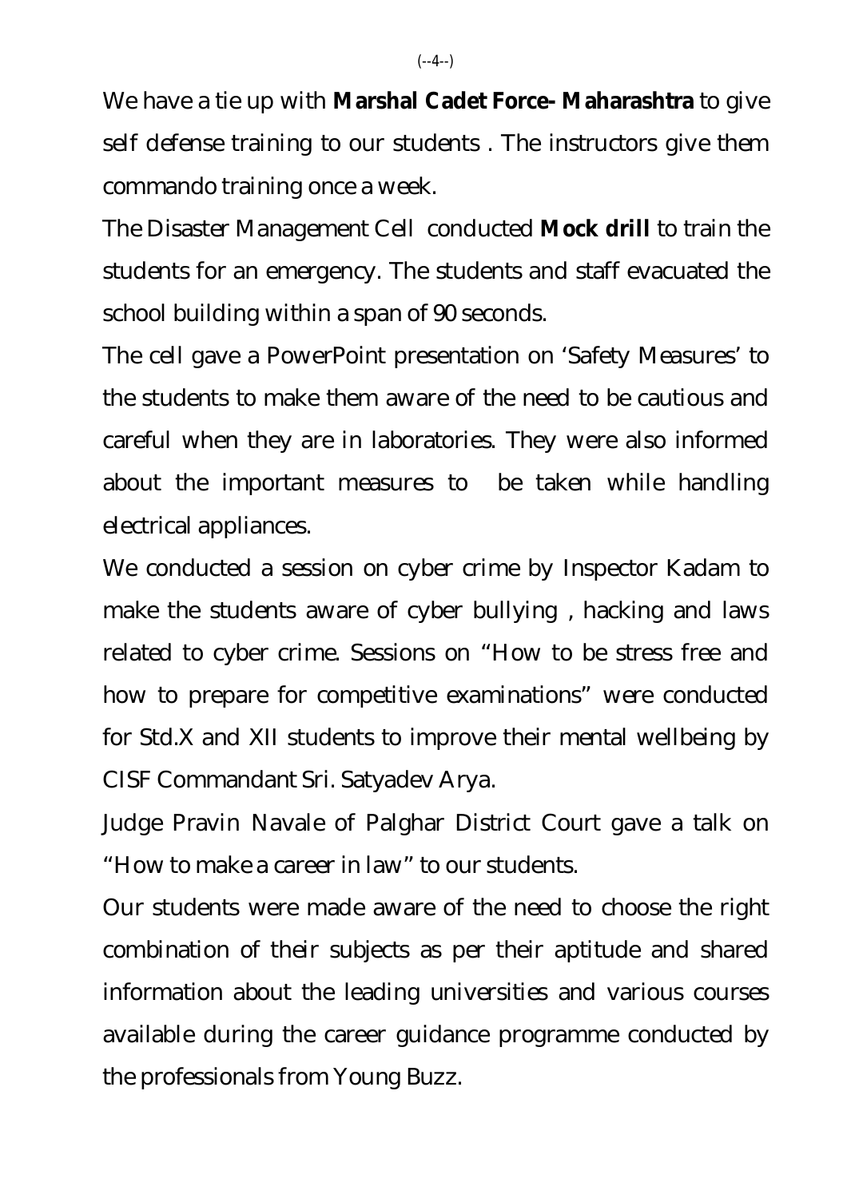We have a tie up with **Marshal Cadet Force- Maharashtra** to give self defense training to our students . The instructors give them commando training once a week.

The Disaster Management Cell conducted **Mock drill** to train the students for an emergency. The students and staff evacuated the school building within a span of 90 seconds.

The cell gave a PowerPoint presentation on 'Safety Measures' to the students to make them aware of the need to be cautious and careful when they are in laboratories. They were also informed about the important measures to be taken while handling electrical appliances.

We conducted a session on cyber crime by Inspector Kadam to make the students aware of cyber bullying , hacking and laws related to cyber crime. Sessions on "How to be stress free and how to prepare for competitive examinations" were conducted for Std.X and XII students to improve their mental wellbeing by CISF Commandant Sri. Satyadev Arya.

Judge Pravin Navale of Palghar District Court gave a talk on "How to make a career in law" to our students.

Our students were made aware of the need to choose the right combination of their subjects as per their aptitude and shared information about the leading universities and various courses available during the career guidance programme conducted by the professionals from Young Buzz.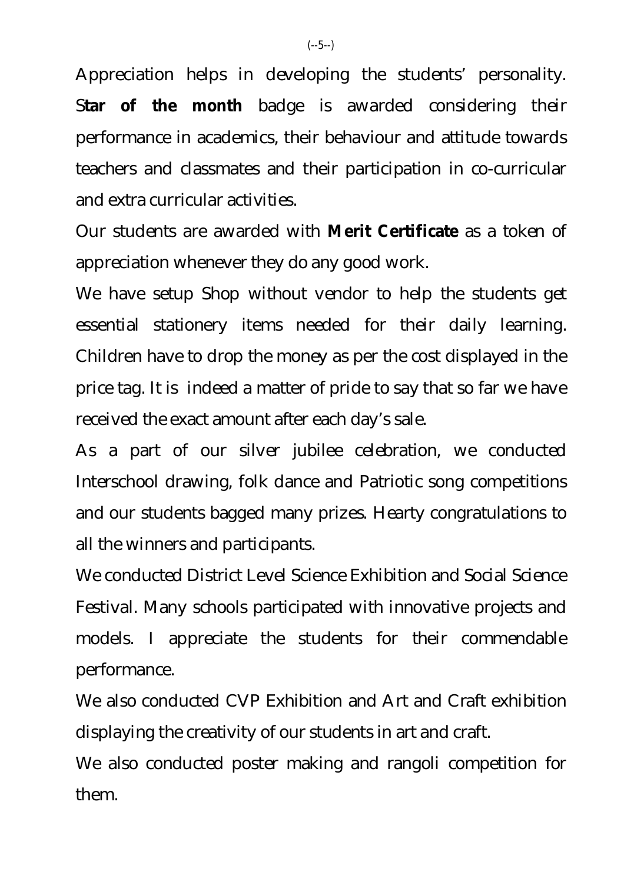Appreciation helps in developing the students' personality. S**tar of the month** badge is awarded considering their performance in academics, their behaviour and attitude towards teachers and classmates and their participation in co-curricular and extra curricular activities.

Our students are awarded with **Merit Certificate** as a token of appreciation whenever they do any good work.

We have setup Shop without vendor to help the students get essential stationery items needed for their daily learning. Children have to drop the money as per the cost displayed in the price tag. It is indeed a matter of pride to say that so far we have received the exact amount after each day's sale.

As a part of our silver jubilee celebration, we conducted Interschool drawing, folk dance and Patriotic song competitions and our students bagged many prizes. Hearty congratulations to all the winners and participants.

We conducted District Level Science Exhibition and Social Science Festival. Many schools participated with innovative projects and models. I appreciate the students for their commendable performance.

We also conducted CVP Exhibition and Art and Craft exhibition displaying the creativity of our students in art and craft.

We also conducted poster making and rangoli competition for them.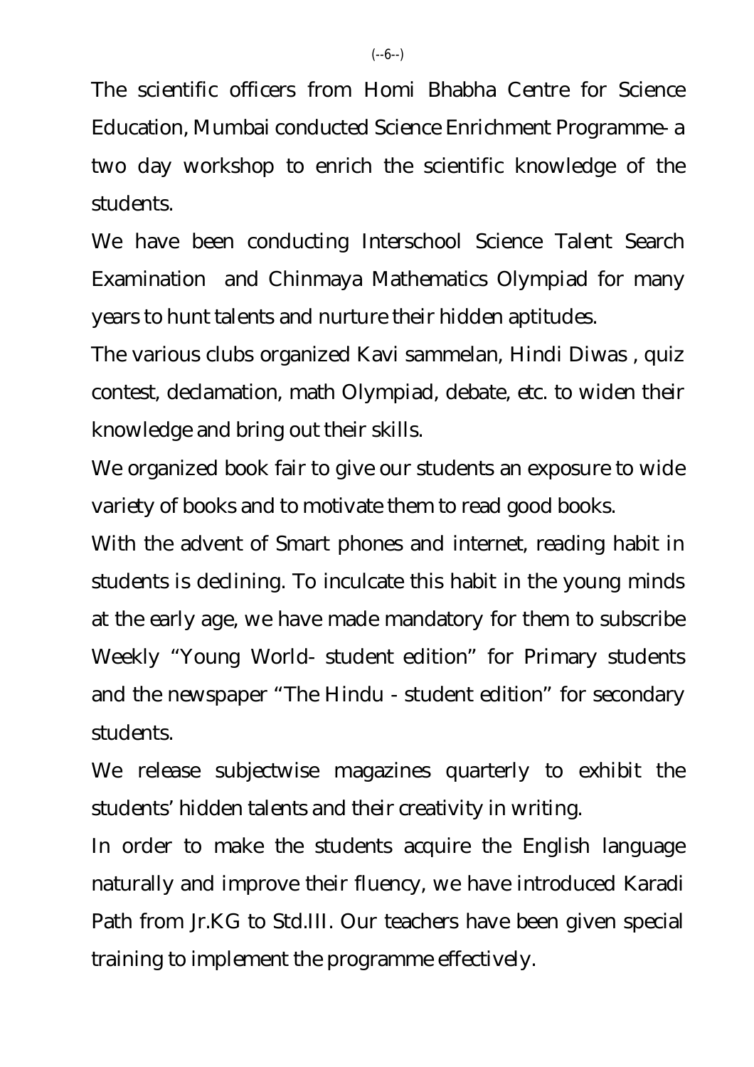The scientific officers from Homi Bhabha Centre for Science Education, Mumbai conducted Science Enrichment Programme- a two day workshop to enrich the scientific knowledge of the students.

We have been conducting Interschool Science Talent Search Examination  and Chinmaya Mathematics Olympiad for many years to hunt talents and nurture their hidden aptitudes.

The various clubs organized Kavi sammelan, Hindi Diwas , quiz contest, declamation, math Olympiad, debate, etc. to widen their knowledge and bring out their skills.

We organized book fair to give our students an exposure to wide variety of books and to motivate them to read good books.

With the advent of Smart phones and internet, reading habit in students is declining. To inculcate this habit in the young minds at the early age, we have made mandatory for them to subscribe Weekly "Young World- student edition" for Primary students and the newspaper "The Hindu - student edition" for secondary students.

We release subjectwise magazines quarterly to exhibit the students' hidden talents and their creativity in writing.

In order to make the students acquire the English language naturally and improve their fluency, we have introduced Karadi Path from Jr.KG to Std.III. Our teachers have been given special training to implement the programme effectively.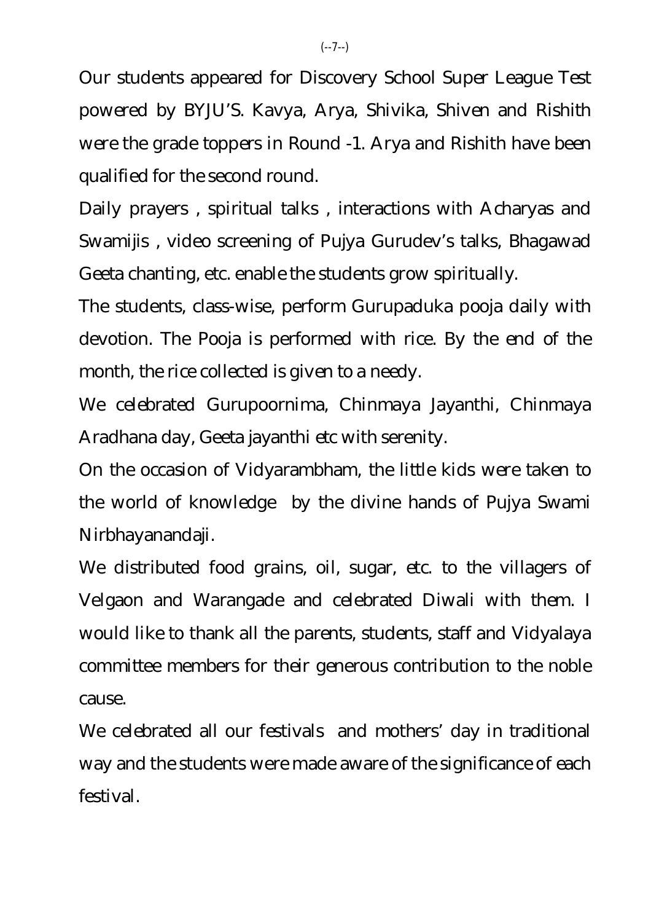Our students appeared for Discovery School Super League Test powered by BYJU'S. Kavya, Arya, Shivika, Shiven and Rishith were the grade toppers in Round -1. Arya and Rishith have been qualified for the second round.

Daily prayers , spiritual talks , interactions with Acharyas and Swamijis , video screening of Pujya Gurudev's talks, Bhagawad Geeta chanting, etc. enable the students grow spiritually.

The students, class-wise, perform Gurupaduka pooja daily with devotion. The Pooja is performed with rice. By the end of the month, the rice collected is given to a needy.

We celebrated Gurupoornima, Chinmaya Jayanthi, Chinmaya Aradhana day, Geeta jayanthi etc with serenity.

On the occasion of Vidyarambham, the little kids were taken to the world of knowledge by the divine hands of Pujya Swami Nirbhayanandaji.

We distributed food grains, oil, sugar, etc. to the villagers of Velgaon and Warangade and celebrated Diwali with them. I would like to thank all the parents, students, staff and Vidyalaya committee members for their generous contribution to the noble cause.

We celebrated all our festivals and mothers' day in traditional way and the students were made aware of the significance of each festival.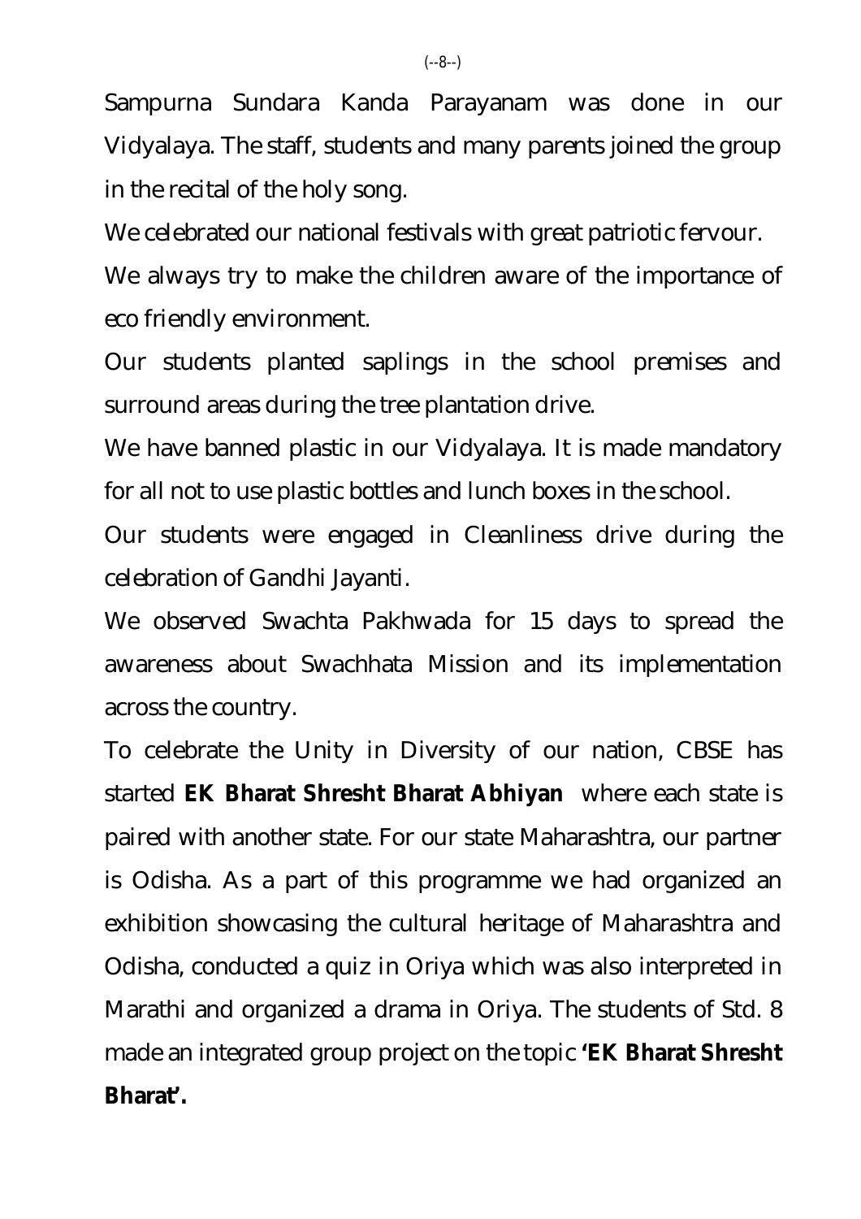Sampurna Sundara Kanda Parayanam was done in our Vidyalaya. The staff, students and many parents joined the group in the recital of the holy song.

We celebrated our national festivals with great patriotic fervour.

We always try to make the children aware of the importance of eco friendly environment.

Our students planted saplings in the school premises and surround areas during the tree plantation drive.

We have banned plastic in our Vidyalaya. It is made mandatory for all not to use plastic bottles and lunch boxes in the school.

Our students were engaged in Cleanliness drive during the celebration of Gandhi Jayanti.

We observed Swachta Pakhwada for 15 days to spread the awareness about Swachhata Mission and its implementation across the country.

To celebrate the Unity in Diversity of our nation, CBSE has started **EK Bharat Shresht Bharat Abhiyan** where each state is paired with another state. For our state Maharashtra, our partner is Odisha. As a part of this programme we had organized an exhibition showcasing the cultural heritage of Maharashtra and Odisha, conducted a quiz in Oriya which was also interpreted in Marathi and organized a drama in Oriya. The students of Std. 8 made an integrated group project on the topic **'EK Bharat Shresht Bharat'.**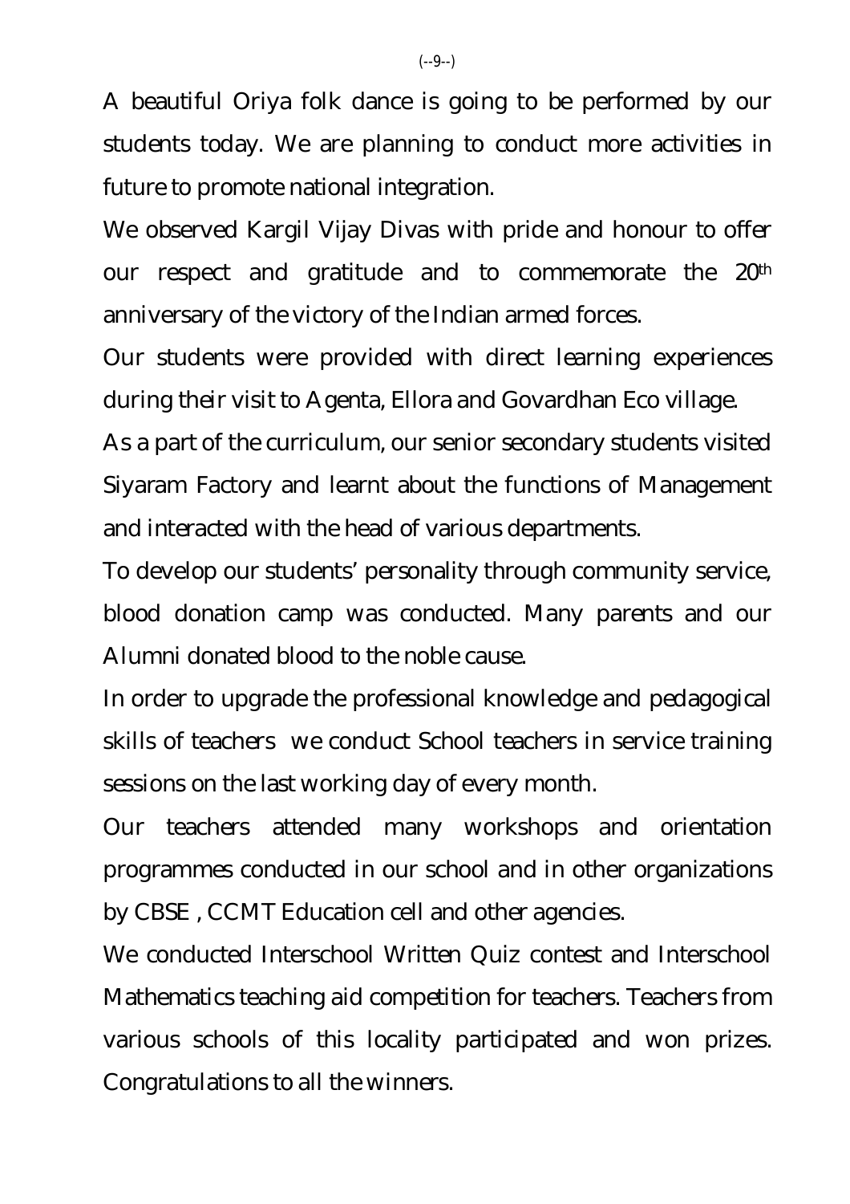A beautiful Oriya folk dance is going to be performed by our students today. We are planning to conduct more activities in future to promote national integration.

We observed Kargil Vijay Divas with pride and honour to offer our respect and gratitude and to commemorate the 20th anniversary of the victory of the Indian armed forces.

Our students were provided with direct learning experiences during their visit to Agenta, Ellora and Govardhan Eco village.

As a part of the curriculum, our senior secondary students visited Siyaram Factory and learnt about the functions of Management and interacted with the head of various departments.

To develop our students' personality through community service, blood donation camp was conducted. Many parents and our Alumni donated blood to the noble cause.

In order to upgrade the professional knowledge and pedagogical skills of teachers we conduct School teachers in service training sessions on the last working day of every month.

Our teachers attended many workshops and orientation programmes conducted in our school and in other organizations by CBSE , CCMT Education cell and other agencies.

We conducted Interschool Written Quiz contest and Interschool Mathematics teaching aid competition for teachers. Teachers from various schools of this locality participated and won prizes. Congratulations to all the winners.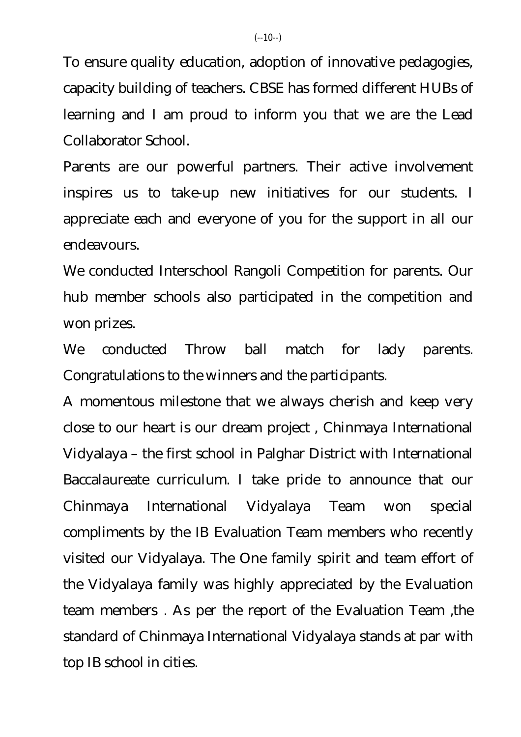To ensure quality education, adoption of innovative pedagogies, capacity building of teachers. CBSE has formed different HUBs of learning and I am proud to inform you that we are the Lead Collaborator School.

Parents are our powerful partners. Their active involvement inspires us to take-up new initiatives for our students. I appreciate each and everyone of you for the support in all our endeavours.

We conducted Interschool Rangoli Competition for parents. Our hub member schools also participated in the competition and won prizes.

We conducted Throw ball match for lady parents. Congratulations to the winners and the participants.

A momentous milestone that we always cherish and keep very close to our heart is our dream project , Chinmaya International Vidyalaya – the first school in Palghar District with International Baccalaureate curriculum. I take pride to announce that our Chinmaya International Vidyalaya Team won special compliments by the IB Evaluation Team members who recently visited our Vidyalaya. The One family spirit and team effort of the Vidyalaya family was highly appreciated by the Evaluation team members . As per the report of the Evaluation Team ,the standard of Chinmaya International Vidyalaya stands at par with top IB school in cities.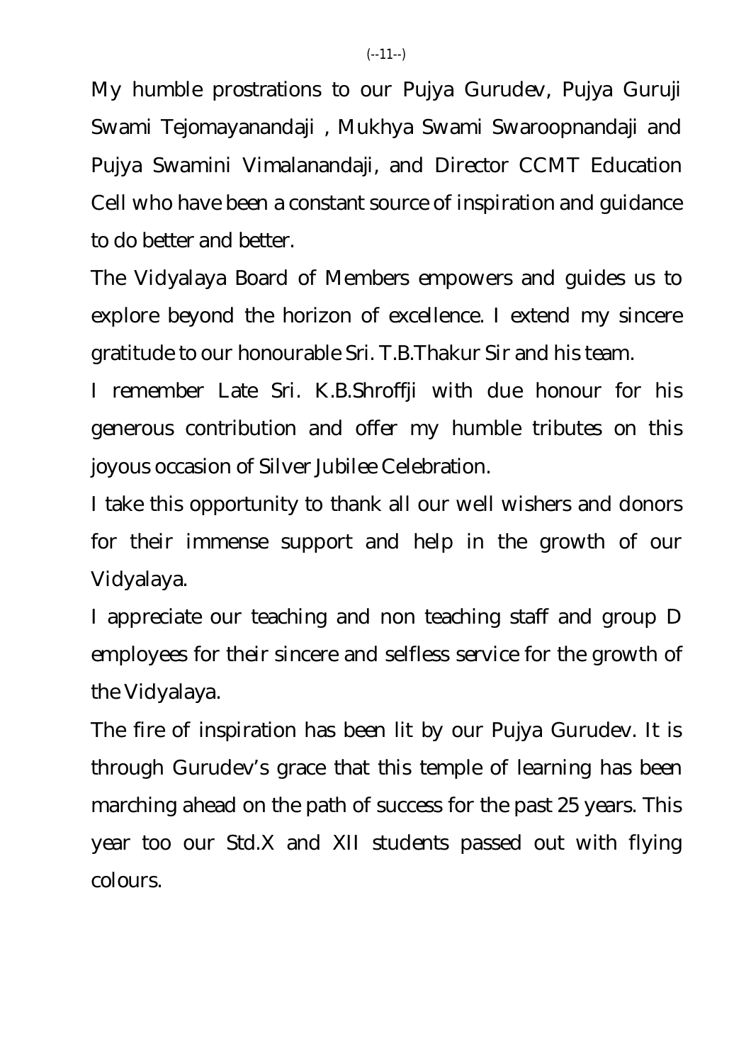My humble prostrations to our Pujya Gurudev, Pujya Guruji Swami Tejomayanandaji , Mukhya Swami Swaroopnandaji and Pujya Swamini Vimalanandaji, and Director CCMT Education Cell who have been a constant source of inspiration and guidance to do better and better.

The Vidyalaya Board of Members empowers and guides us to explore beyond the horizon of excellence. I extend my sincere gratitude to our honourable Sri. T.B.Thakur Sir and his team.

I remember Late Sri. K.B.Shroffji with due honour for his generous contribution and offer my humble tributes on this joyous occasion of Silver Jubilee Celebration.

I take this opportunity to thank all our well wishers and donors for their immense support and help in the growth of our Vidyalaya.

I appreciate our teaching and non teaching staff and group D employees for their sincere and selfless service for the growth of the Vidyalaya.

The fire of inspiration has been lit by our Pujya Gurudev. It is through Gurudev's grace that this temple of learning has been marching ahead on the path of success for the past 25 years. This year too our Std.X and XII students passed out with flying colours.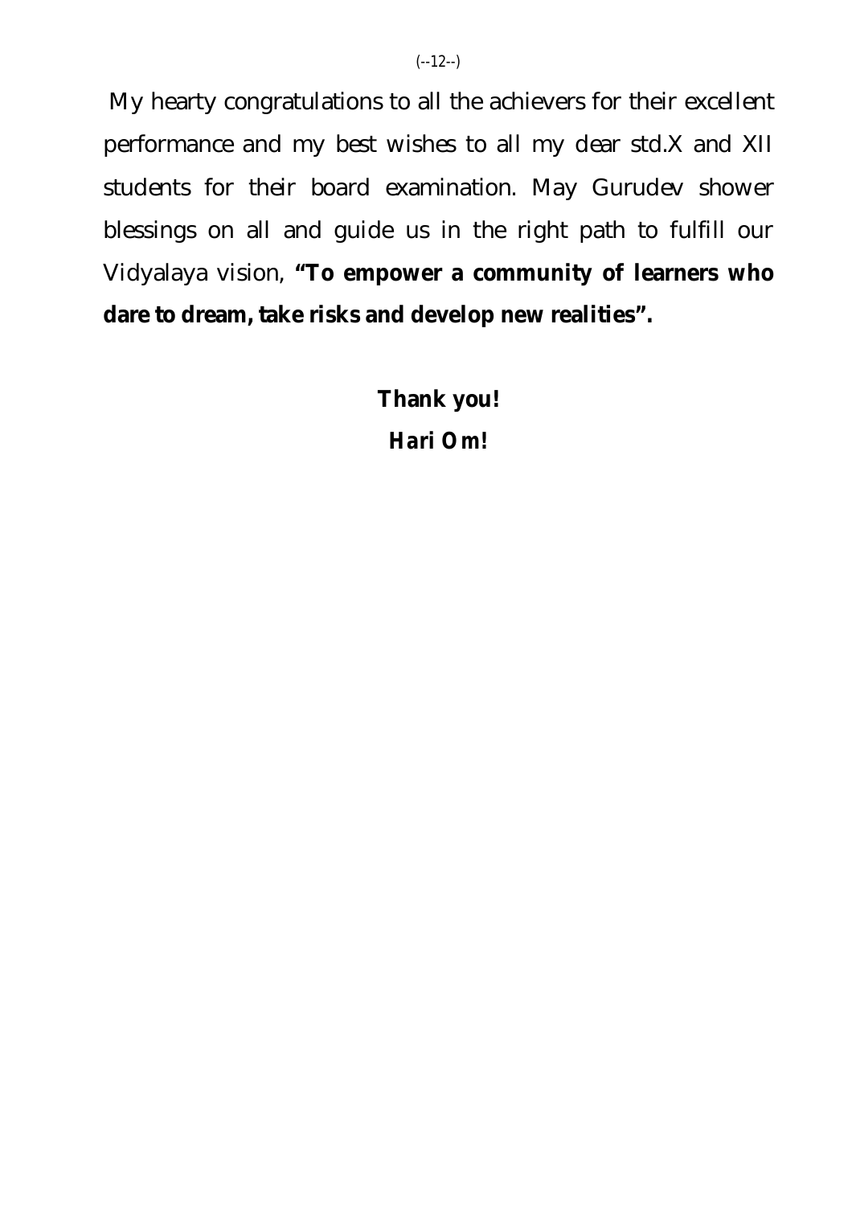My hearty congratulations to all the achievers for their excellent performance and my best wishes to all my dear std.X and XII students for their board examination. May Gurudev shower blessings on all and guide us in the right path to fulfill our Vidyalaya vision, **"To empower a community of learners who dare to dream, take risks and develop new realities".**

**Thank you!**

***Hari Om!***